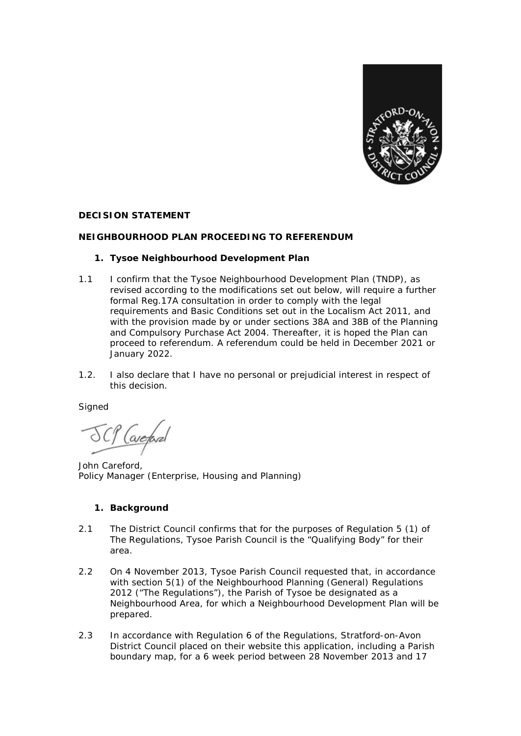**DECISION STATEMENT**

**NEIGHBOURHOOD PLAN PROCEEDING TO REFERENDUM**

1. **Tysoe Neighbourhood Development Plan**

1.1 I confirm that the Tysoe Neighbourhood Development Plan (TNDP), as revised according to the modifications set out below, will require a further formal Reg.17A consultation in order to comply with the legal requirements and Basic Conditions set out in the Localism Act 2011, and with the provision made by or under sections 38A and 38B of the Planning and Compulsory Purchase Act 2004. Thereafter, it is hoped the Plan can proceed to referendum. A referendum could be held in December 2021 or January 2022.

1.2. I also declare that I have no personal or prejudicial interest in respect of this decision.

Signed

John Careford,
Policy Manager (Enterprise, Housing and Planning)

1. **Background**

2.1 The District Council confirms that for the purposes of Regulation 5 (1) of The Regulations, Tysoe Parish Council is the "Qualifying Body" for their area.

2.2 On 4 November 2013, Tysoe Parish Council requested that, in accordance with section 5(1) of the Neighbourhood Planning (General) Regulations 2012 ("The Regulations"), the Parish of Tysoe be designated as a Neighbourhood Area, for which a Neighbourhood Development Plan will be prepared.

2.3 In accordance with Regulation 6 of the Regulations, Stratford-on-Avon District Council placed on their website this application, including a Parish boundary map, for a 6 week period between 28 November 2013 and 17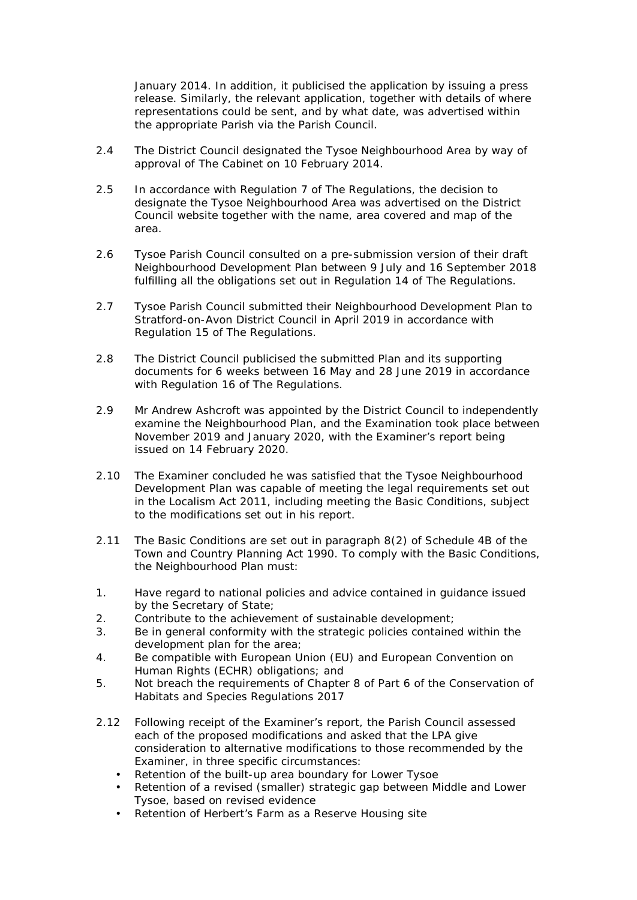January 2014. In addition, it publicised the application by issuing a press release. Similarly, the relevant application, together with details of where representations could be sent, and by what date, was advertised within the appropriate Parish via the Parish Council.

2.4 The District Council designated the Tysoe Neighbourhood Area by way of approval of The Cabinet on 10 February 2014.

2.5 In accordance with Regulation 7 of The Regulations, the decision to designate the Tysoe Neighbourhood Area was advertised on the District Council website together with the name, area covered and map of the area.

2.6 Tysoe Parish Council consulted on a pre-submission version of their draft Neighbourhood Development Plan between 9 July and 16 September 2018 fulfilling all the obligations set out in Regulation 14 of The Regulations.

2.7 Tysoe Parish Council submitted their Neighbourhood Development Plan to Stratford-on-Avon District Council in April 2019 in accordance with Regulation 15 of The Regulations.

2.8 The District Council publicised the submitted Plan and its supporting documents for 6 weeks between 16 May and 28 June 2019 in accordance with Regulation 16 of The Regulations.

2.9 Mr Andrew Ashcroft was appointed by the District Council to independently examine the Neighbourhood Plan, and the Examination took place between November 2019 and January 2020, with the Examiner's report being issued on 14 February 2020.

2.10 The Examiner concluded he was satisfied that the Tysoe Neighbourhood Development Plan was capable of meeting the legal requirements set out in the Localism Act 2011, including meeting the Basic Conditions, subject to the modifications set out in his report.

2.11 The Basic Conditions are set out in paragraph 8(2) of Schedule 4B of the Town and Country Planning Act 1990. To comply with the Basic Conditions, the Neighbourhood Plan must:

1. Have regard to national policies and advice contained in guidance issued by the Secretary of State;
2. Contribute to the achievement of sustainable development;
3. Be in general conformity with the strategic policies contained within the development plan for the area;
4. Be compatible with European Union (EU) and European Convention on Human Rights (ECHR) obligations; and
5. Not breach the requirements of Chapter 8 of Part 6 of the Conservation of Habitats and Species Regulations 2017

2.12 Following receipt of the Examiner's report, the Parish Council assessed each of the proposed modifications and asked that the LPA give consideration to alternative modifications to those recommended by the Examiner, in three specific circumstances:

- Retention of the built-up area boundary for Lower Tysoe
- Retention of a revised (smaller) strategic gap between Middle and Lower Tysoe, based on revised evidence
- Retention of Herbert's Farm as a Reserve Housing site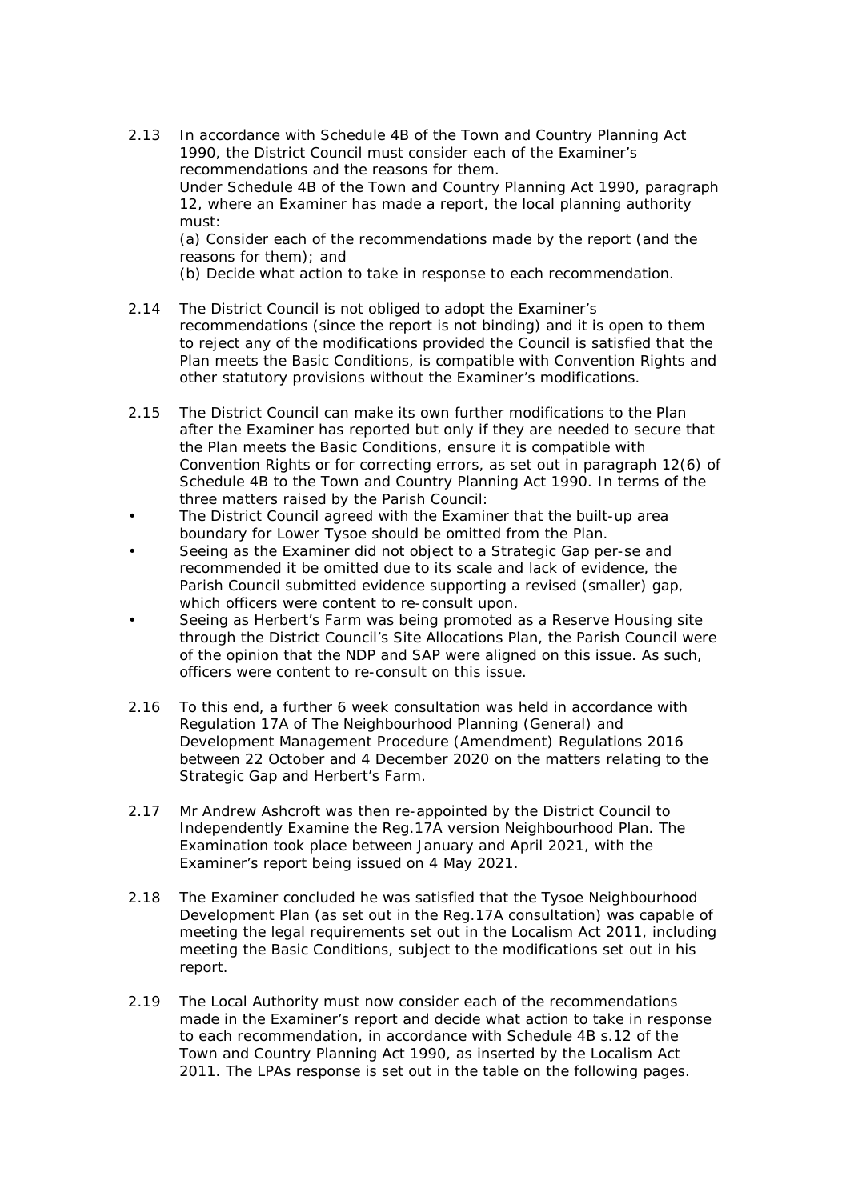2.13 In accordance with Schedule 4B of the Town and Country Planning Act 1990, the District Council must consider each of the Examiner's recommendations and the reasons for them.
Under Schedule 4B of the Town and Country Planning Act 1990, paragraph 12, where an Examiner has made a report, the local planning authority must:
(a) Consider each of the recommendations made by the report (and the reasons for them); and
(b) Decide what action to take in response to each recommendation.

2.14 The District Council is not obliged to adopt the Examiner's recommendations (since the report is not binding) and it is open to them to reject any of the modifications provided the Council is satisfied that the Plan meets the Basic Conditions, is compatible with Convention Rights and other statutory provisions without the Examiner's modifications.

2.15 The District Council can make its own further modifications to the Plan after the Examiner has reported but only if they are needed to secure that the Plan meets the Basic Conditions, ensure it is compatible with Convention Rights or for correcting errors, as set out in paragraph 12(6) of Schedule 4B to the Town and Country Planning Act 1990. In terms of the three matters raised by the Parish Council:

- The District Council agreed with the Examiner that the built-up area boundary for Lower Tysoe should be omitted from the Plan.
- Seeing as the Examiner did not object to a Strategic Gap per-se and recommended it be omitted due to its scale and lack of evidence, the Parish Council submitted evidence supporting a revised (smaller) gap, which officers were content to re-consult upon.
- Seeing as Herbert's Farm was being promoted as a Reserve Housing site through the District Council's Site Allocations Plan, the Parish Council were of the opinion that the NDP and SAP were aligned on this issue. As such, officers were content to re-consult on this issue.

2.16 To this end, a further 6 week consultation was held in accordance with Regulation 17A of The Neighbourhood Planning (General) and Development Management Procedure (Amendment) Regulations 2016 between 22 October and 4 December 2020 on the matters relating to the Strategic Gap and Herbert's Farm.

2.17 Mr Andrew Ashcroft was then re-appointed by the District Council to Independently Examine the Reg.17A version Neighbourhood Plan. The Examination took place between January and April 2021, with the Examiner's report being issued on 4 May 2021.

2.18 The Examiner concluded he was satisfied that the Tysoe Neighbourhood Development Plan (as set out in the Reg.17A consultation) was capable of meeting the legal requirements set out in the Localism Act 2011, including meeting the Basic Conditions, subject to the modifications set out in his report.

2.19 The Local Authority must now consider each of the recommendations made in the Examiner's report and decide what action to take in response to each recommendation, in accordance with Schedule 4B s.12 of the Town and Country Planning Act 1990, as inserted by the Localism Act 2011. The LPAs response is set out in the table on the following pages.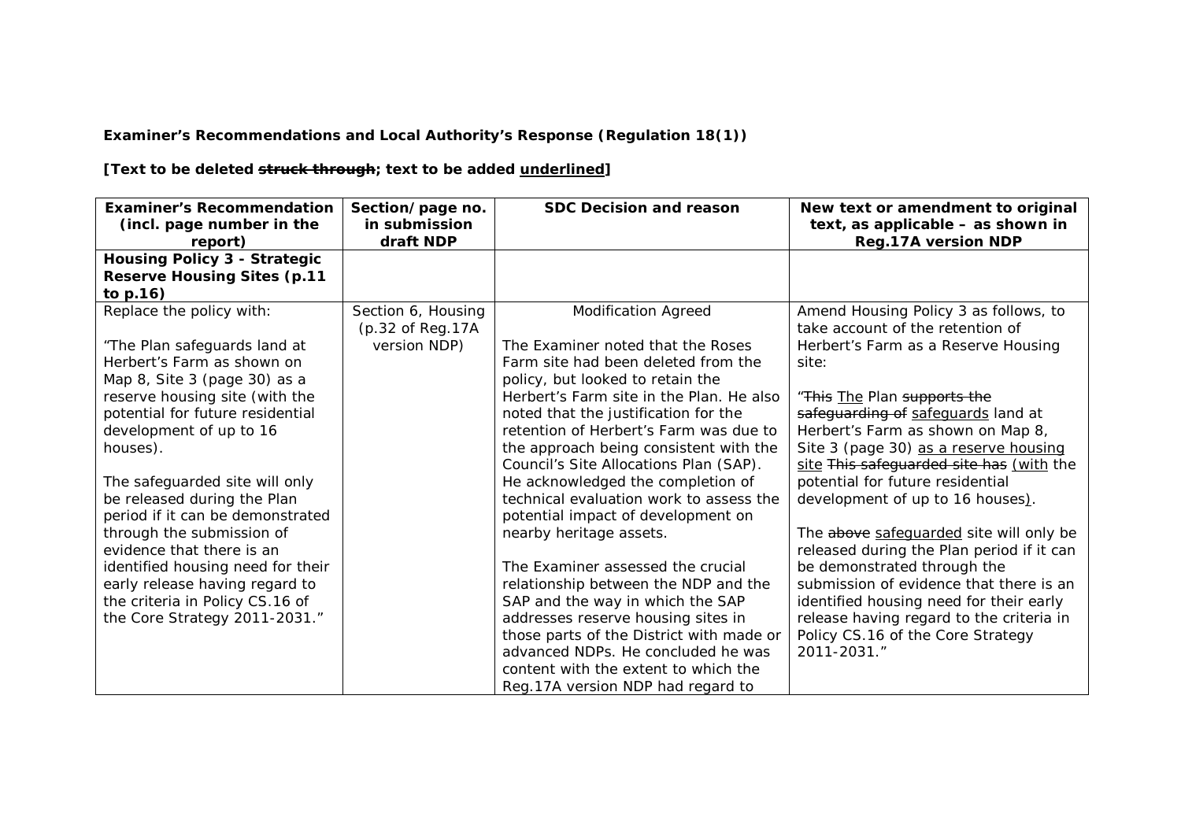**Examiner's Recommendations and Local Authority's Response (Regulation 18(1))**

**[Text to be deleted ~~struck through~~; text to be added <u>underlined</u>]**

| Examiner's Recommendation (incl. page number in the report) | Section/page no. in submission draft NDP | SDC Decision and reason | New text or amendment to original text, as applicable – as shown in Reg.17A version NDP |
|---|---|---|---|
| **Housing Policy 3 - Strategic Reserve Housing Sites (p.11 to p.16)** | | | |
| Replace the policy with:<br><br>"The Plan safeguards land at Herbert's Farm as shown on Map 8, Site 3 (page 30) as a reserve housing site (with the potential for future residential development of up to 16 houses).<br><br>The safeguarded site will only be released during the Plan period if it can be demonstrated through the submission of evidence that there is an identified housing need for their early release having regard to the criteria in Policy CS.16 of the Core Strategy 2011-2031." | Section 6, Housing (p.32 of Reg.17A version NDP) | Modification Agreed<br><br>The Examiner noted that the Roses Farm site had been deleted from the policy, but looked to retain the Herbert's Farm site in the Plan. He also noted that the justification for the retention of Herbert's Farm was due to the approach being consistent with the Council's Site Allocations Plan (SAP). He acknowledged the completion of technical evaluation work to assess the potential impact of development on nearby heritage assets.<br><br>The Examiner assessed the crucial relationship between the NDP and the SAP and the way in which the SAP addresses reserve housing sites in those parts of the District with made or advanced NDPs. He concluded he was content with the extent to which the Reg.17A version NDP had regard to | Amend Housing Policy 3 as follows, to take account of the retention of Herbert's Farm as a Reserve Housing site:<br><br>"~~This~~ <u>The</u> Plan ~~supports the safeguarding of~~ <u>safeguards</u> land at Herbert's Farm as shown on Map 8, Site 3 (page 30) <u>as a reserve housing site</u> ~~This safeguarded site has~~ <u>(with</u> the potential for future residential development of up to 16 houses<u>)</u>.<br><br>The ~~above~~ <u>safeguarded</u> site will only be released during the Plan period if it can be demonstrated through the submission of evidence that there is an identified housing need for their early release having regard to the criteria in Policy CS.16 of the Core Strategy 2011-2031." |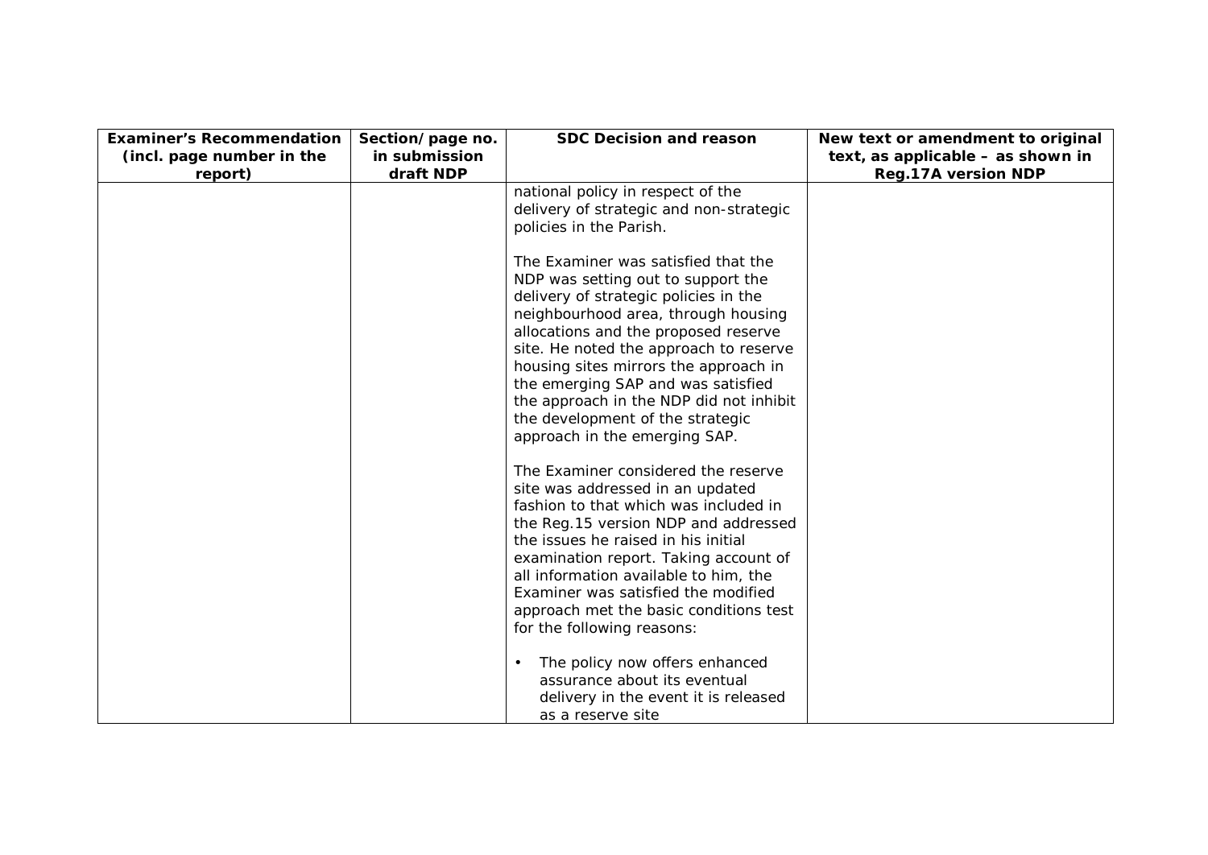| Examiner's Recommendation (incl. page number in the report) | Section/page no. in submission draft NDP | SDC Decision and reason | New text or amendment to original text, as applicable – as shown in Reg.17A version NDP |
|---|---|---|---|
| | | national policy in respect of the delivery of strategic and non-strategic policies in the Parish.<br><br>The Examiner was satisfied that the NDP was setting out to support the delivery of strategic policies in the neighbourhood area, through housing allocations and the proposed reserve site. He noted the approach to reserve housing sites mirrors the approach in the emerging SAP and was satisfied the approach in the NDP did not inhibit the development of the strategic approach in the emerging SAP.<br><br>The Examiner considered the reserve site was addressed in an updated fashion to that which was included in the Reg.15 version NDP and addressed the issues he raised in his initial examination report. Taking account of all information available to him, the Examiner was satisfied the modified approach met the basic conditions test for the following reasons:<br><br>• The policy now offers enhanced assurance about its eventual delivery in the event it is released as a reserve site | |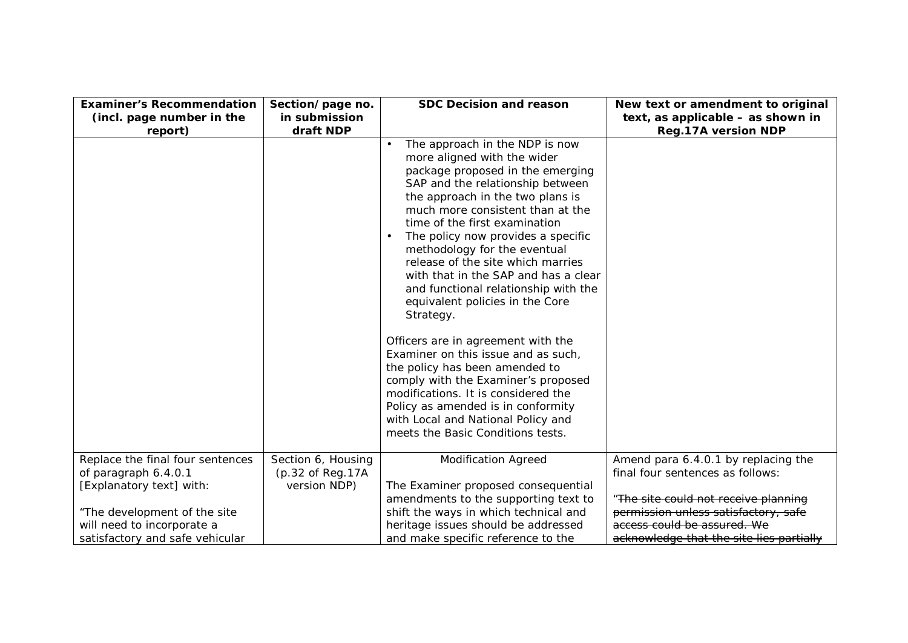| Examiner's Recommendation (incl. page number in the report) | Section/page no. in submission draft NDP | SDC Decision and reason | New text or amendment to original text, as applicable – as shown in Reg.17A version NDP |
|---|---|---|---|
| | | • The approach in the NDP is now more aligned with the wider package proposed in the emerging SAP and the relationship between the approach in the two plans is much more consistent than at the time of the first examination<br>• The policy now provides a specific methodology for the eventual release of the site which marries with that in the SAP and has a clear and functional relationship with the equivalent policies in the Core Strategy.<br><br>Officers are in agreement with the Examiner on this issue and as such, the policy has been amended to comply with the Examiner's proposed modifications. It is considered the Policy as amended is in conformity with Local and National Policy and meets the Basic Conditions tests. | |
| Replace the final four sentences of paragraph 6.4.0.1 [Explanatory text] with:<br><br>"The development of the site will need to incorporate a satisfactory and safe vehicular | Section 6, Housing (p.32 of Reg.17A version NDP) | Modification Agreed<br><br>The Examiner proposed consequential amendments to the supporting text to shift the ways in which technical and heritage issues should be addressed and make specific reference to the | Amend para 6.4.0.1 by replacing the final four sentences as follows:<br><br>~~"The site could not receive planning permission unless satisfactory, safe access could be assured. We acknowledge that the site lies partially~~ |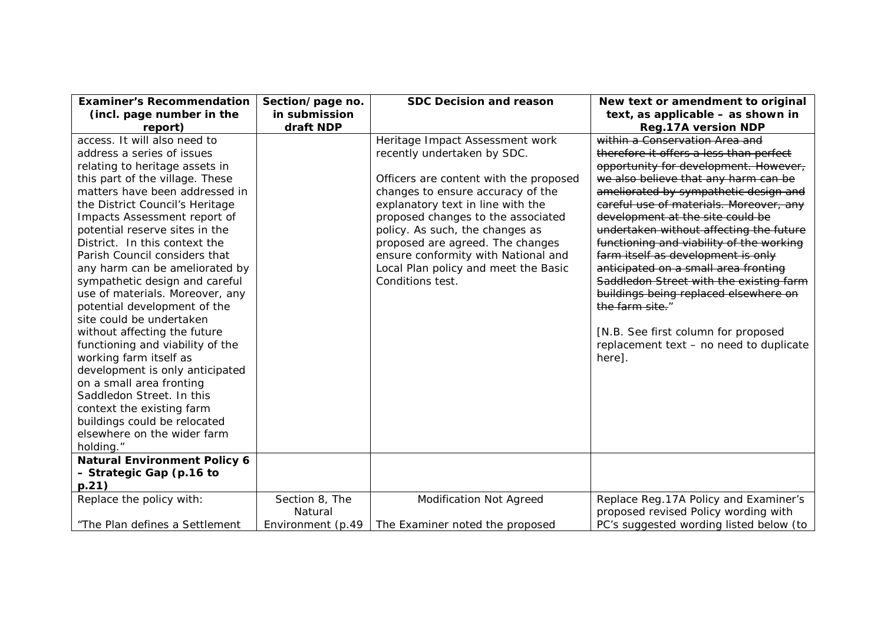| Examiner's Recommendation (incl. page number in the report) | Section/page no. in submission draft NDP | SDC Decision and reason | New text or amendment to original text, as applicable – as shown in Reg.17A version NDP |
|---|---|---|---|
| access. It will also need to address a series of issues relating to heritage assets in this part of the village. These matters have been addressed in the District Council's Heritage Impacts Assessment report of potential reserve sites in the District. In this context the Parish Council considers that any harm can be ameliorated by sympathetic design and careful use of materials. Moreover, any potential development of the site could be undertaken without affecting the future functioning and viability of the working farm itself as development is only anticipated on a small area fronting Saddledon Street. In this context the existing farm buildings could be relocated elsewhere on the wider farm holding." | | Heritage Impact Assessment work recently undertaken by SDC.<br><br>Officers are content with the proposed changes to ensure accuracy of the explanatory text in line with the proposed changes to the associated policy. As such, the changes as proposed are agreed. The changes ensure conformity with National and Local Plan policy and meet the Basic Conditions test. | ~~within a Conservation Area and therefore it offers a less than perfect opportunity for development. However, we also believe that any harm can be ameliorated by sympathetic design and careful use of materials. Moreover, any development at the site could be undertaken without affecting the future functioning and viability of the working farm itself as development is only anticipated on a small area fronting Saddledon Street with the existing farm buildings being replaced elsewhere on the farm site.~~"<br><br>[N.B. See first column for proposed replacement text – no need to duplicate here]. |
| **Natural Environment Policy 6 – Strategic Gap (p.16 to p.21)** | | | |
| Replace the policy with:<br><br>"The Plan defines a Settlement | Section 8, The Natural Environment (p.49 | Modification Not Agreed<br><br>The Examiner noted the proposed | Replace Reg.17A Policy and Examiner's proposed revised Policy wording with PC's suggested wording listed below (to |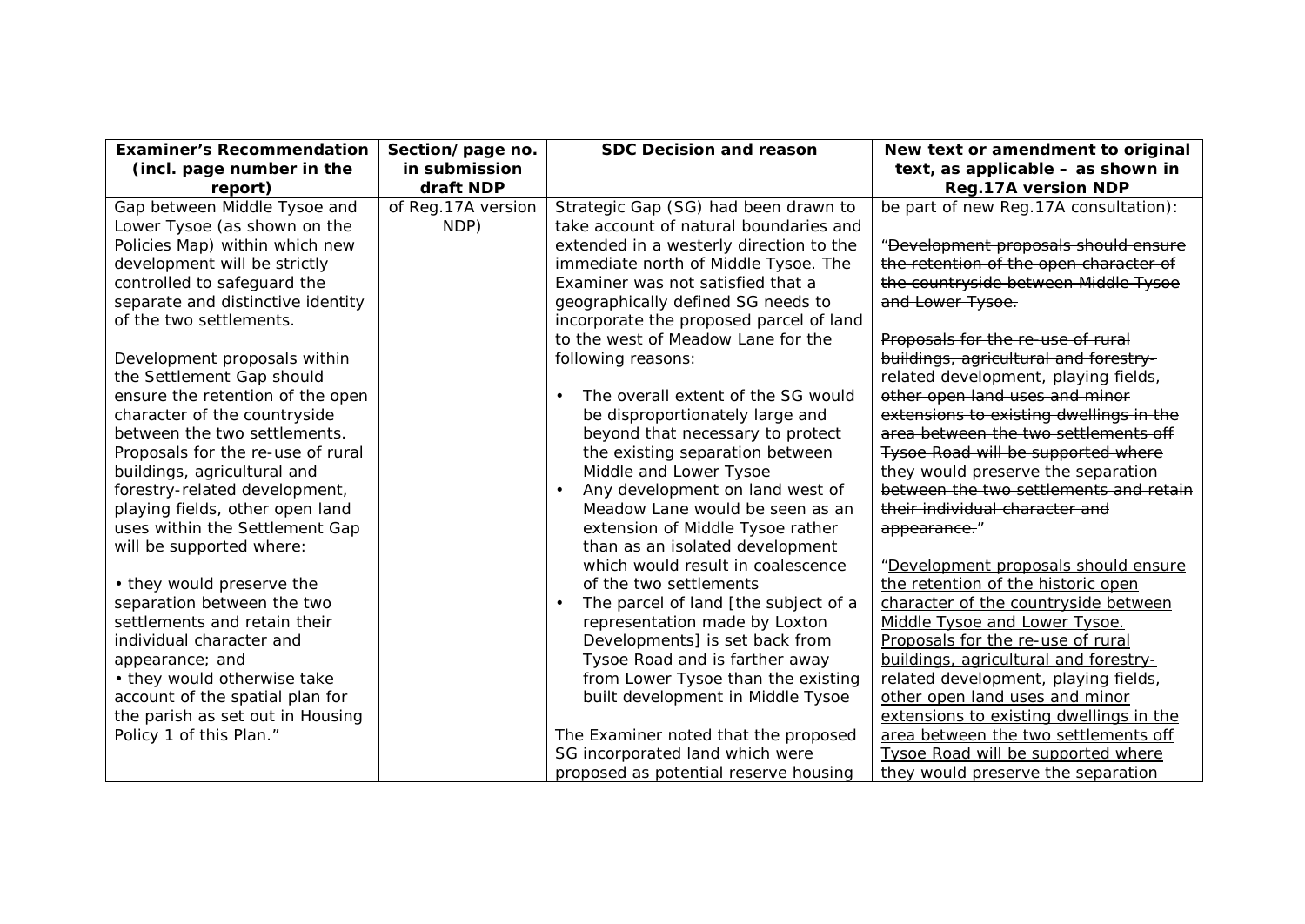| Examiner's Recommendation (incl. page number in the report) | Section/page no. in submission draft NDP | SDC Decision and reason | New text or amendment to original text, as applicable – as shown in Reg.17A version NDP |
|---|---|---|---|
| Gap between Middle Tysoe and Lower Tysoe (as shown on the Policies Map) within which new development will be strictly controlled to safeguard the separate and distinctive identity of the two settlements.<br><br>Development proposals within the Settlement Gap should ensure the retention of the open character of the countryside between the two settlements. Proposals for the re-use of rural buildings, agricultural and forestry-related development, playing fields, other open land uses within the Settlement Gap will be supported where:<br><br>• they would preserve the separation between the two settlements and retain their individual character and appearance; and<br>• they would otherwise take account of the spatial plan for the parish as set out in Housing Policy 1 of this Plan." | of Reg.17A version NDP) | Strategic Gap (SG) had been drawn to take account of natural boundaries and extended in a westerly direction to the immediate north of Middle Tysoe. The Examiner was not satisfied that a geographically defined SG needs to incorporate the proposed parcel of land to the west of Meadow Lane for the following reasons:<br><br>• The overall extent of the SG would be disproportionately large and beyond that necessary to protect the existing separation between Middle and Lower Tysoe<br>• Any development on land west of Meadow Lane would be seen as an extension of Middle Tysoe rather than as an isolated development which would result in coalescence of the two settlements<br>• The parcel of land [the subject of a representation made by Loxton Developments] is set back from Tysoe Road and is farther away from Lower Tysoe than the existing built development in Middle Tysoe<br><br>The Examiner noted that the proposed SG incorporated land which were proposed as potential reserve housing | be part of new Reg.17A consultation):<br><br>~~"Development proposals should ensure the retention of the open character of the countryside between Middle Tysoe and Lower Tysoe.~~<br><br>~~Proposals for the re-use of rural buildings, agricultural and forestry-related development, playing fields, other open land uses and minor extensions to existing dwellings in the area between the two settlements off Tysoe Road will be supported where they would preserve the separation between the two settlements and retain their individual character and appearance.~~"<br><br>"<u>Development proposals should ensure the retention of the historic open character of the countryside between Middle Tysoe and Lower Tysoe. Proposals for the re-use of rural buildings, agricultural and forestry-related development, playing fields, other open land uses and minor extensions to existing dwellings in the area between the two settlements off Tysoe Road will be supported where they would preserve the separation</u> |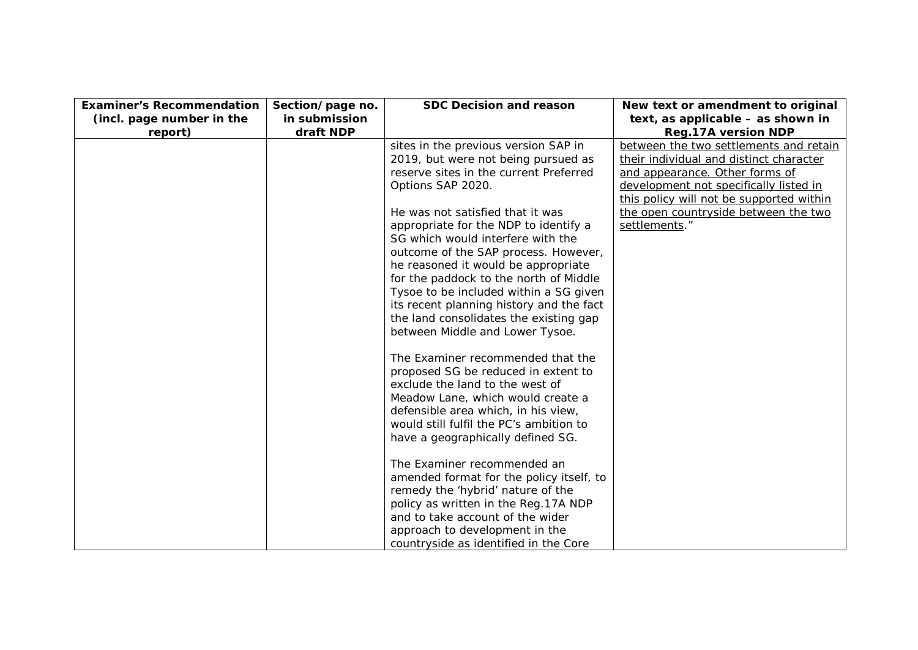| Examiner's Recommendation (incl. page number in the report) | Section/page no. in submission draft NDP | SDC Decision and reason | New text or amendment to original text, as applicable – as shown in Reg.17A version NDP |
|---|---|---|---|
| | | sites in the previous version SAP in 2019, but were not being pursued as reserve sites in the current Preferred Options SAP 2020.<br><br>He was not satisfied that it was appropriate for the NDP to identify a SG which would interfere with the outcome of the SAP process. However, he reasoned it would be appropriate for the paddock to the north of Middle Tysoe to be included within a SG given its recent planning history and the fact the land consolidates the existing gap between Middle and Lower Tysoe.<br><br>The Examiner recommended that the proposed SG be reduced in extent to exclude the land to the west of Meadow Lane, which would create a defensible area which, in his view, would still fulfil the PC's ambition to have a geographically defined SG.<br><br>The Examiner recommended an amended format for the policy itself, to remedy the 'hybrid' nature of the policy as written in the Reg.17A NDP and to take account of the wider approach to development in the countryside as identified in the Core | <u>between the two settlements and retain their individual and distinct character and appearance. Other forms of development not specifically listed in this policy will not be supported within the open countryside between the two settlements</u>." |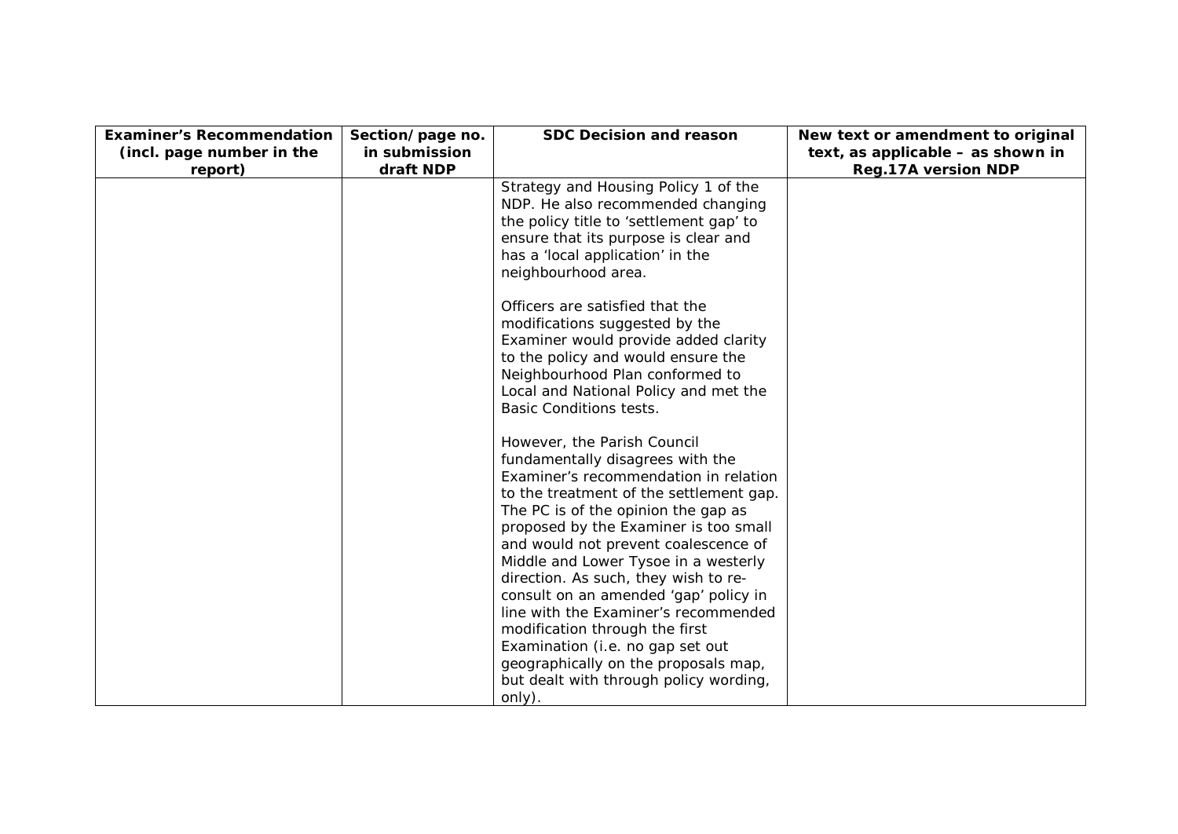| Examiner's Recommendation (incl. page number in the report) | Section/page no. in submission draft NDP | SDC Decision and reason | New text or amendment to original text, as applicable – as shown in Reg.17A version NDP |
|---|---|---|---|
| | | Strategy and Housing Policy 1 of the NDP. He also recommended changing the policy title to 'settlement gap' to ensure that its purpose is clear and has a 'local application' in the neighbourhood area.<br><br>Officers are satisfied that the modifications suggested by the Examiner would provide added clarity to the policy and would ensure the Neighbourhood Plan conformed to Local and National Policy and met the Basic Conditions tests.<br><br>However, the Parish Council fundamentally disagrees with the Examiner's recommendation in relation to the treatment of the settlement gap. The PC is of the opinion the gap as proposed by the Examiner is too small and would not prevent coalescence of Middle and Lower Tysoe in a westerly direction. As such, they wish to re-consult on an amended 'gap' policy in line with the Examiner's recommended modification through the first Examination (i.e. no gap set out geographically on the proposals map, but dealt with through policy wording, only). | |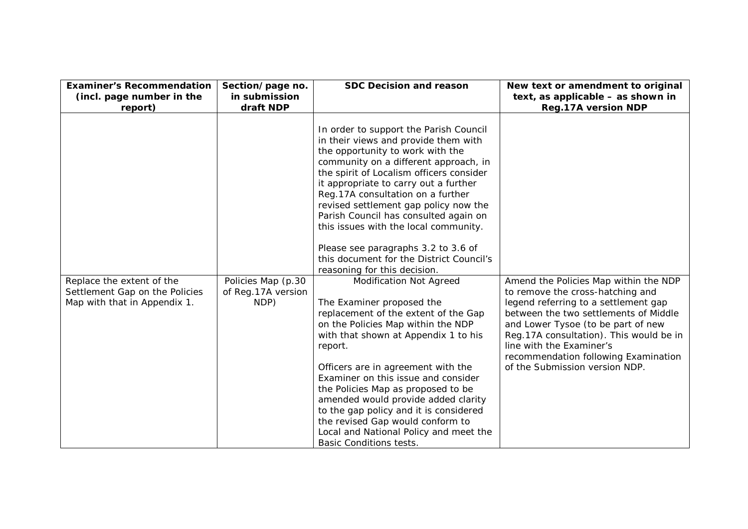| Examiner's Recommendation (incl. page number in the report) | Section/page no. in submission draft NDP | SDC Decision and reason | New text or amendment to original text, as applicable – as shown in Reg.17A version NDP |
|---|---|---|---|
| | | In order to support the Parish Council in their views and provide them with the opportunity to work with the community on a different approach, in the spirit of Localism officers consider it appropriate to carry out a further Reg.17A consultation on a further revised settlement gap policy now the Parish Council has consulted again on this issues with the local community.<br><br>Please see paragraphs 3.2 to 3.6 of this document for the District Council's reasoning for this decision. | |
| Replace the extent of the Settlement Gap on the Policies Map with that in Appendix 1. | Policies Map (p.30 of Reg.17A version NDP) | Modification Not Agreed<br><br>The Examiner proposed the replacement of the extent of the Gap on the Policies Map within the NDP with that shown at Appendix 1 to his report.<br><br>Officers are in agreement with the Examiner on this issue and consider the Policies Map as proposed to be amended would provide added clarity to the gap policy and it is considered the revised Gap would conform to Local and National Policy and meet the Basic Conditions tests. | Amend the Policies Map within the NDP to remove the cross-hatching and legend referring to a settlement gap between the two settlements of Middle and Lower Tysoe (to be part of new Reg.17A consultation). This would be in line with the Examiner's recommendation following Examination of the Submission version NDP. |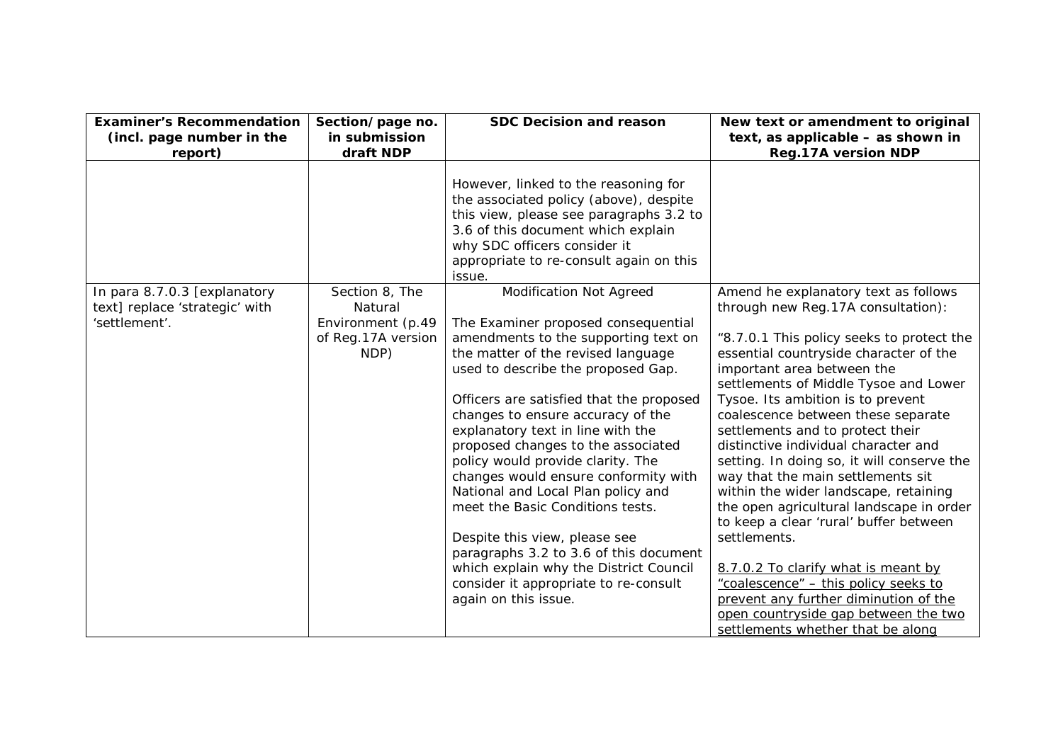| Examiner's Recommendation (incl. page number in the report) | Section/page no. in submission draft NDP | SDC Decision and reason | New text or amendment to original text, as applicable – as shown in Reg.17A version NDP |
|---|---|---|---|
| | | However, linked to the reasoning for the associated policy (above), despite this view, please see paragraphs 3.2 to 3.6 of this document which explain why SDC officers consider it appropriate to re-consult again on this issue. | |
| In para 8.7.0.3 [explanatory text] replace 'strategic' with 'settlement'. | Section 8, The Natural Environment (p.49 of Reg.17A version NDP) | Modification Not Agreed<br><br>The Examiner proposed consequential amendments to the supporting text on the matter of the revised language used to describe the proposed Gap.<br><br>Officers are satisfied that the proposed changes to ensure accuracy of the explanatory text in line with the proposed changes to the associated policy would provide clarity. The changes would ensure conformity with National and Local Plan policy and meet the Basic Conditions tests.<br><br>Despite this view, please see paragraphs 3.2 to 3.6 of this document which explain why the District Council consider it appropriate to re-consult again on this issue. | Amend he explanatory text as follows through new Reg.17A consultation):<br><br>"8.7.0.1 This policy seeks to protect the essential countryside character of the important area between the settlements of Middle Tysoe and Lower Tysoe. Its ambition is to prevent coalescence between these separate settlements and to protect their distinctive individual character and setting. In doing so, it will conserve the way that the main settlements sit within the wider landscape, retaining the open agricultural landscape in order to keep a clear 'rural' buffer between settlements.<br><br><u>8.7.0.2 To clarify what is meant by "coalescence" – this policy seeks to prevent any further diminution of the open countryside gap between the two settlements whether that be along</u> |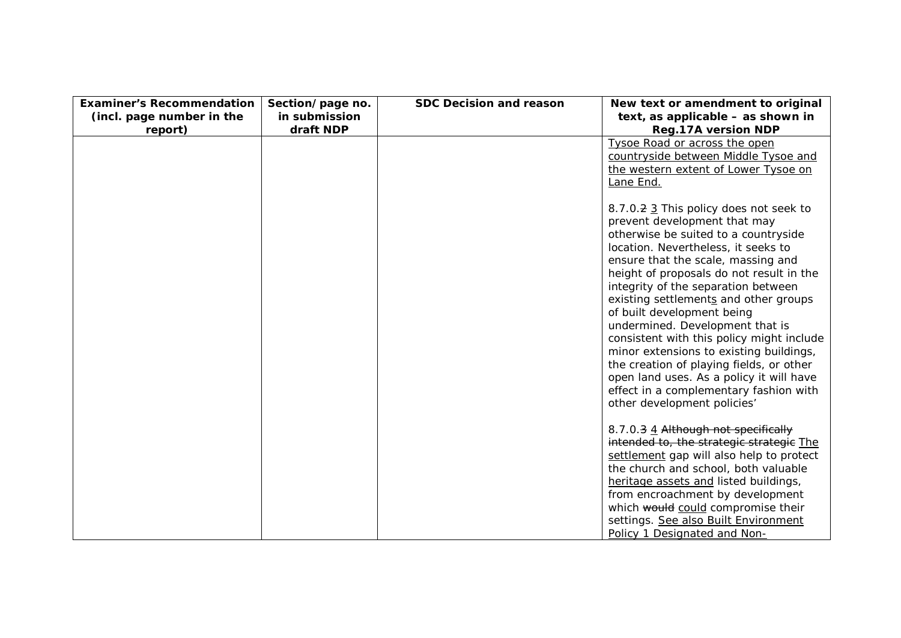| Examiner's Recommendation (incl. page number in the report) | Section/page no. in submission draft NDP | SDC Decision and reason | New text or amendment to original text, as applicable – as shown in Reg.17A version NDP |
|---|---|---|---|
| | | | <u>Tysoe Road or across the open countryside between Middle Tysoe and the western extent of Lower Tysoe on Lane End.</u><br><br>8.7.0.~~2~~ <u>3</u> This policy does not seek to prevent development that may otherwise be suited to a countryside location. Nevertheless, it seeks to ensure that the scale, massing and height of proposals do not result in the integrity of the separation between existing settlement<u>s</u> and other groups of built development being undermined. Development that is consistent with this policy might include minor extensions to existing buildings, the creation of playing fields, or other open land uses. As a policy it will have effect in a complementary fashion with other development policies'<br><br>8.7.0.~~3~~ <u>4</u> ~~Although not specifically intended to, the strategic strategic~~ <u>The settlement</u> gap will also help to protect the church and school, both valuable <u>heritage assets and</u> listed buildings, from encroachment by development which ~~would~~ <u>could</u> compromise their settings. <u>See also Built Environment Policy 1 Designated and Non-</u> |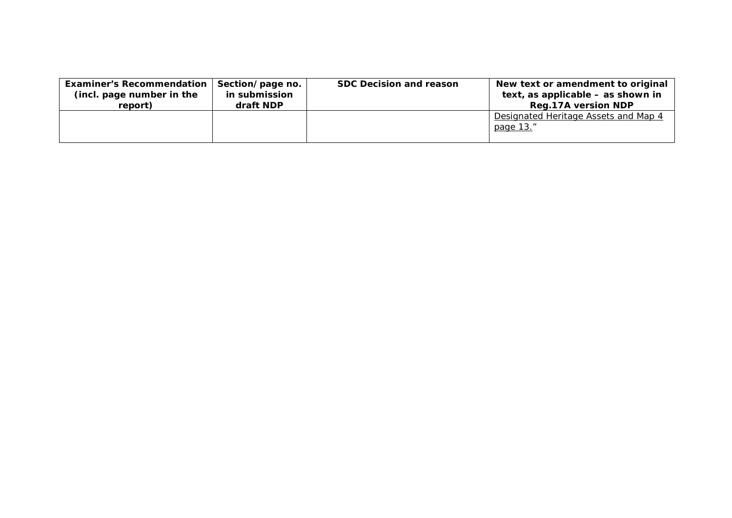| Examiner's Recommendation (incl. page number in the report) | Section/ page no. in submission draft NDP | SDC Decision and reason | New text or amendment to original text, as applicable – as shown in Reg.17A version NDP |
|---|---|---|---|
| | | | Designated Heritage Assets and Map 4 page 13." |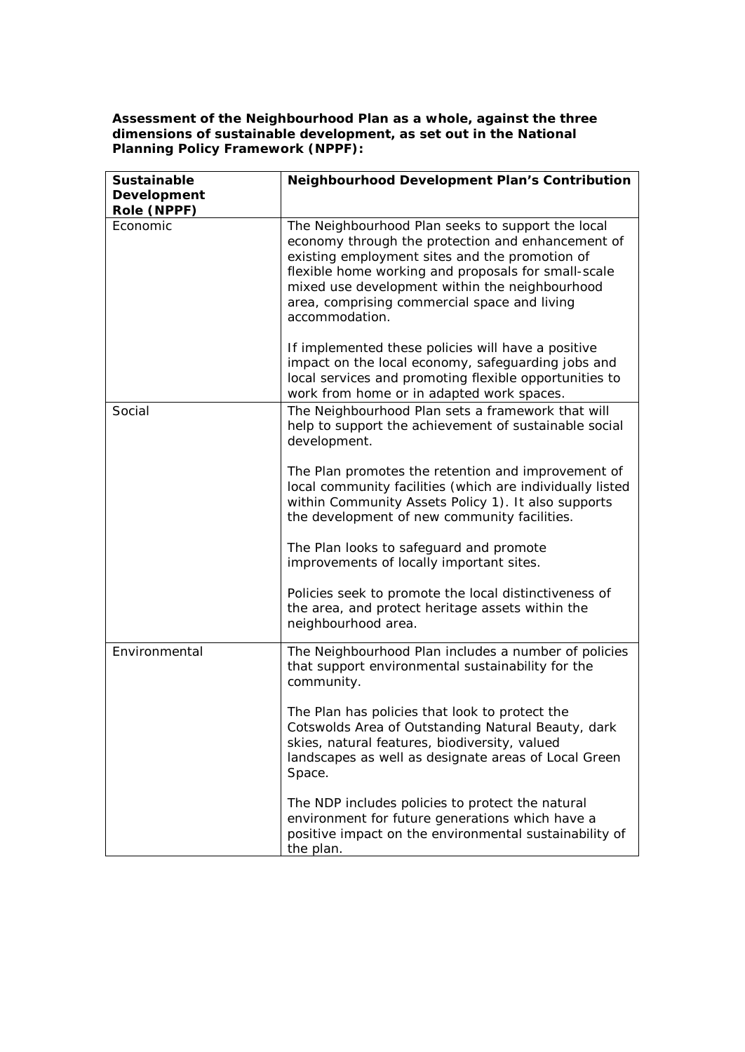**Assessment of the Neighbourhood Plan as a whole, against the three dimensions of sustainable development, as set out in the National Planning Policy Framework (NPPF):**

| Sustainable Development Role (NPPF) | Neighbourhood Development Plan's Contribution |
|---|---|
| Economic | The Neighbourhood Plan seeks to support the local economy through the protection and enhancement of existing employment sites and the promotion of flexible home working and proposals for small-scale mixed use development within the neighbourhood area, comprising commercial space and living accommodation.<br><br>If implemented these policies will have a positive impact on the local economy, safeguarding jobs and local services and promoting flexible opportunities to work from home or in adapted work spaces. |
| Social | The Neighbourhood Plan sets a framework that will help to support the achievement of sustainable social development.<br><br>The Plan promotes the retention and improvement of local community facilities (which are individually listed within Community Assets Policy 1). It also supports the development of new community facilities.<br><br>The Plan looks to safeguard and promote improvements of locally important sites.<br><br>Policies seek to promote the local distinctiveness of the area, and protect heritage assets within the neighbourhood area. |
| Environmental | The Neighbourhood Plan includes a number of policies that support environmental sustainability for the community.<br><br>The Plan has policies that look to protect the Cotswolds Area of Outstanding Natural Beauty, dark skies, natural features, biodiversity, valued landscapes as well as designate areas of Local Green Space.<br><br>The NDP includes policies to protect the natural environment for future generations which have a positive impact on the environmental sustainability of the plan. |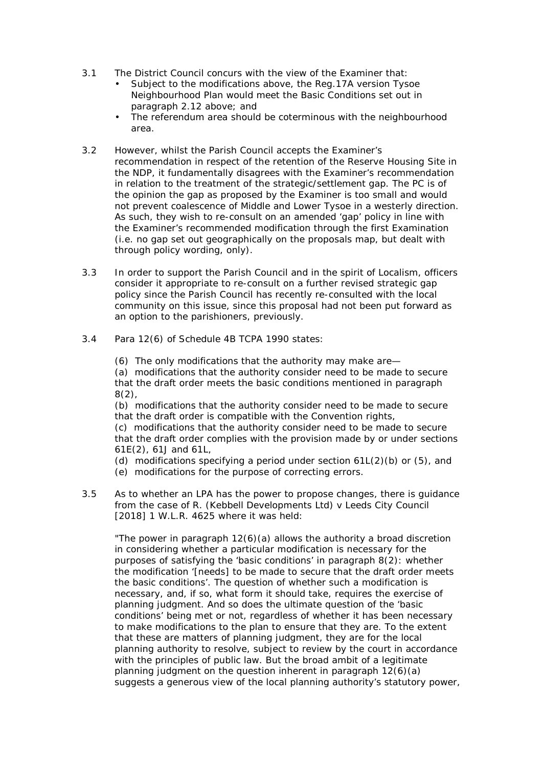3.1 The District Council concurs with the view of the Examiner that:

- Subject to the modifications above, the Reg.17A version Tysoe Neighbourhood Plan would meet the Basic Conditions set out in paragraph 2.12 above; and
- The referendum area should be coterminous with the neighbourhood area.

3.2 However, whilst the Parish Council accepts the Examiner's recommendation in respect of the retention of the Reserve Housing Site in the NDP, it fundamentally disagrees with the Examiner's recommendation in relation to the treatment of the strategic/settlement gap. The PC is of the opinion the gap as proposed by the Examiner is too small and would not prevent coalescence of Middle and Lower Tysoe in a westerly direction. As such, they wish to re-consult on an amended 'gap' policy in line with the Examiner's recommended modification through the first Examination (i.e. no gap set out geographically on the proposals map, but dealt with through policy wording, only).

3.3 In order to support the Parish Council and in the spirit of Localism, officers consider it appropriate to re-consult on a further revised strategic gap policy since the Parish Council has recently re-consulted with the local community on this issue, since this proposal had not been put forward as an option to the parishioners, previously.

3.4 Para 12(6) of Schedule 4B TCPA 1990 states:

> (6) The only modifications that the authority may make are—
> (a) modifications that the authority consider need to be made to secure that the draft order meets the basic conditions mentioned in paragraph 8(2),
> (b) modifications that the authority consider need to be made to secure that the draft order is compatible with the Convention rights,
> (c) modifications that the authority consider need to be made to secure that the draft order complies with the provision made by or under sections 61E(2), 61J and 61L,
> (d) modifications specifying a period under section 61L(2)(b) or (5), and
> (e) modifications for the purpose of correcting errors.

3.5 As to whether an LPA has the power to propose changes, there is guidance from the case of R. (Kebbell Developments Ltd) v Leeds City Council [2018] 1 W.L.R. 4625 where it was held:

> "The power in paragraph 12(6)(a) allows the authority a broad discretion in considering whether a particular modification is necessary for the purposes of satisfying the 'basic conditions' in paragraph 8(2): whether the modification '[needs] to be made to secure that the draft order meets the basic conditions'. The question of whether such a modification is necessary, and, if so, what form it should take, requires the exercise of planning judgment. And so does the ultimate question of the 'basic conditions' being met or not, regardless of whether it has been necessary to make modifications to the plan to ensure that they are. To the extent that these are matters of planning judgment, they are for the local planning authority to resolve, subject to review by the court in accordance with the principles of public law. But the broad ambit of a legitimate planning judgment on the question inherent in paragraph 12(6)(a) suggests a generous view of the local planning authority's statutory power,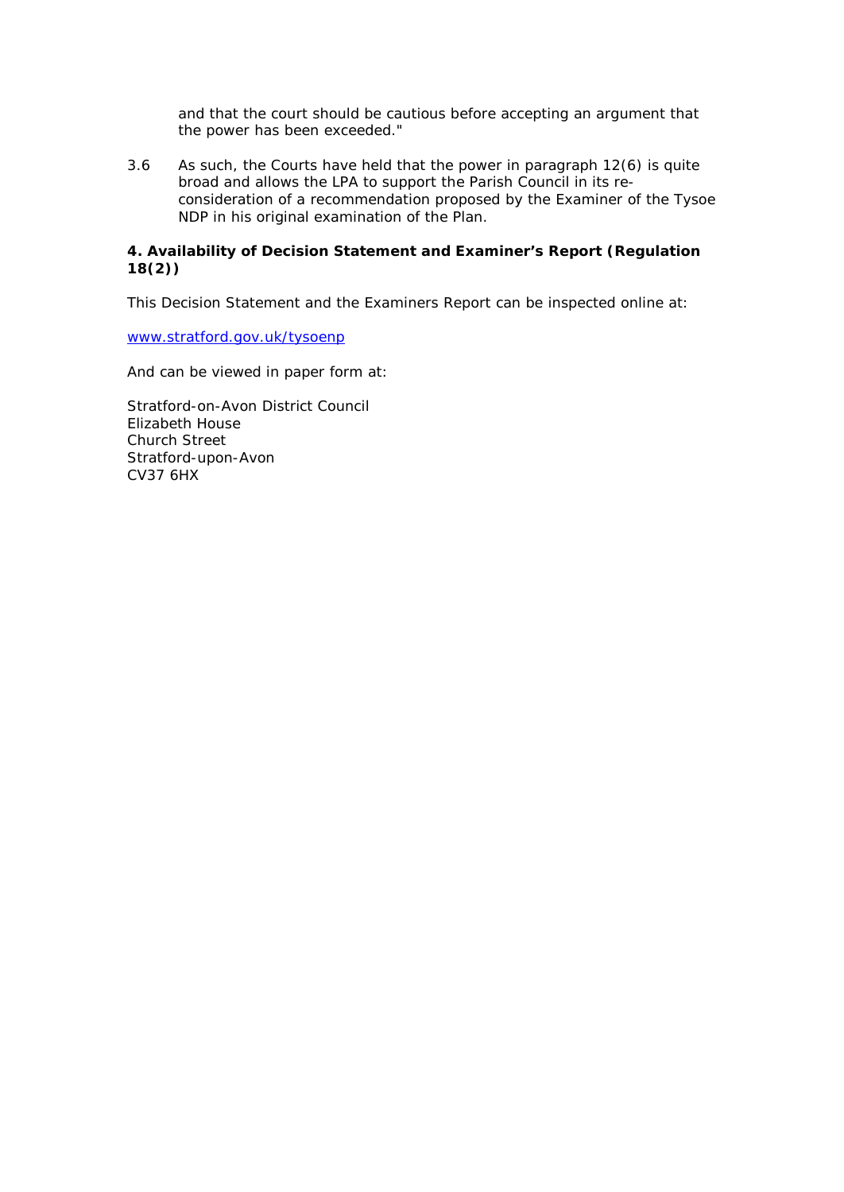and that the court should be cautious before accepting an argument that the power has been exceeded."

3.6 As such, the Courts have held that the power in paragraph 12(6) is quite broad and allows the LPA to support the Parish Council in its re-consideration of a recommendation proposed by the Examiner of the Tysoe NDP in his original examination of the Plan.

**4. Availability of Decision Statement and Examiner's Report (Regulation 18(2))**

This Decision Statement and the Examiners Report can be inspected online at:

www.stratford.gov.uk/tysoenp

And can be viewed in paper form at:

Stratford-on-Avon District Council
Elizabeth House
Church Street
Stratford-upon-Avon
CV37 6HX